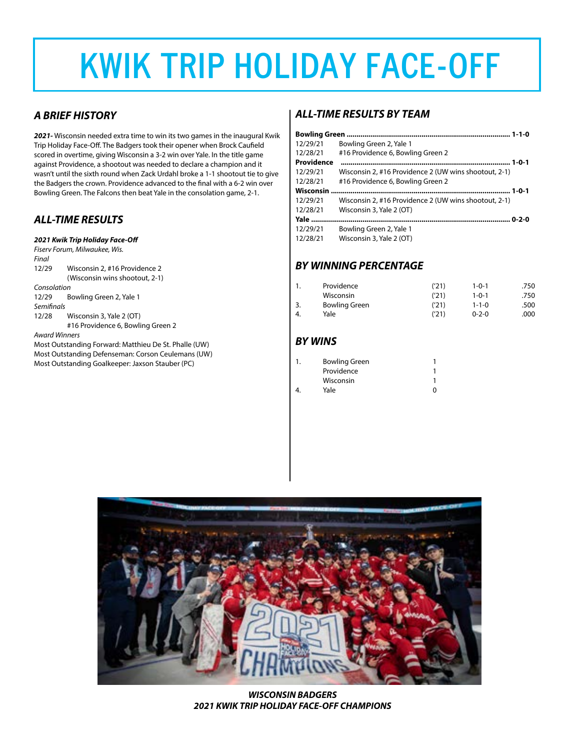# KWIK TRIP HOLIDAY FACE-OFF

## *A BRIEF HISTORY*

***2021-*** Wisconsin needed extra time to win its two games in the inaugural Kwik Trip Holiday Face-Off. The Badgers took their opener when Brock Caufield scored in overtime, giving Wisconsin a 3-2 win over Yale. In the title game against Providence, a shootout was needed to declare a champion and it wasn't until the sixth round when Zack Urdahl broke a 1-1 shootout tie to give the Badgers the crown. Providence advanced to the final with a 6-2 win over Bowling Green. The Falcons then beat Yale in the consolation game, 2-1.

## *ALL-TIME RESULTS*

***2021 Kwik Trip Holiday Face-Off***
*Fiserv Forum, Milwaukee, Wis.*

*Final*
12/29 Wisconsin 2, #16 Providence 2
(Wisconsin wins shootout, 2-1)

*Consolation*
12/29 Bowling Green 2, Yale 1

*Semifinals*
12/28 Wisconsin 3, Yale 2 (OT)
#16 Providence 6, Bowling Green 2

*Award Winners*
Most Outstanding Forward: Matthieu De St. Phalle (UW)
Most Outstanding Defenseman: Corson Ceulemans (UW)
Most Outstanding Goalkeeper: Jaxson Stauber (PC)

## *ALL-TIME RESULTS BY TEAM*

**Bowling Green .......... 1-1-0**
12/29/21 Bowling Green 2, Yale 1
12/28/21 #16 Providence 6, Bowling Green 2

**Providence .......... 1-0-1**
12/29/21 Wisconsin 2, #16 Providence 2 (UW wins shootout, 2-1)
12/28/21 #16 Providence 6, Bowling Green 2

**Wisconsin .......... 1-0-1**
12/29/21 Wisconsin 2, #16 Providence 2 (UW wins shootout, 2-1)
12/28/21 Wisconsin 3, Yale 2 (OT)

**Yale .......... 0-2-0**
12/29/21 Bowling Green 2, Yale 1
12/28/21 Wisconsin 3, Yale 2 (OT)

## *BY WINNING PERCENTAGE*

| | | | | |
|---|---|---|---|---|
| 1. | Providence | ('21) | 1-0-1 | .750 |
| | Wisconsin | ('21) | 1-0-1 | .750 |
| 3. | Bowling Green | ('21) | 1-1-0 | .500 |
| 4. | Yale | ('21) | 0-2-0 | .000 |

## *BY WINS*

| | | |
|---|---|---|
| 1. | Bowling Green | 1 |
| | Providence | 1 |
| | Wisconsin | 1 |
| 4. | Yale | 0 |

***WISCONSIN BADGERS***
***2021 KWIK TRIP HOLIDAY FACE-OFF CHAMPIONS***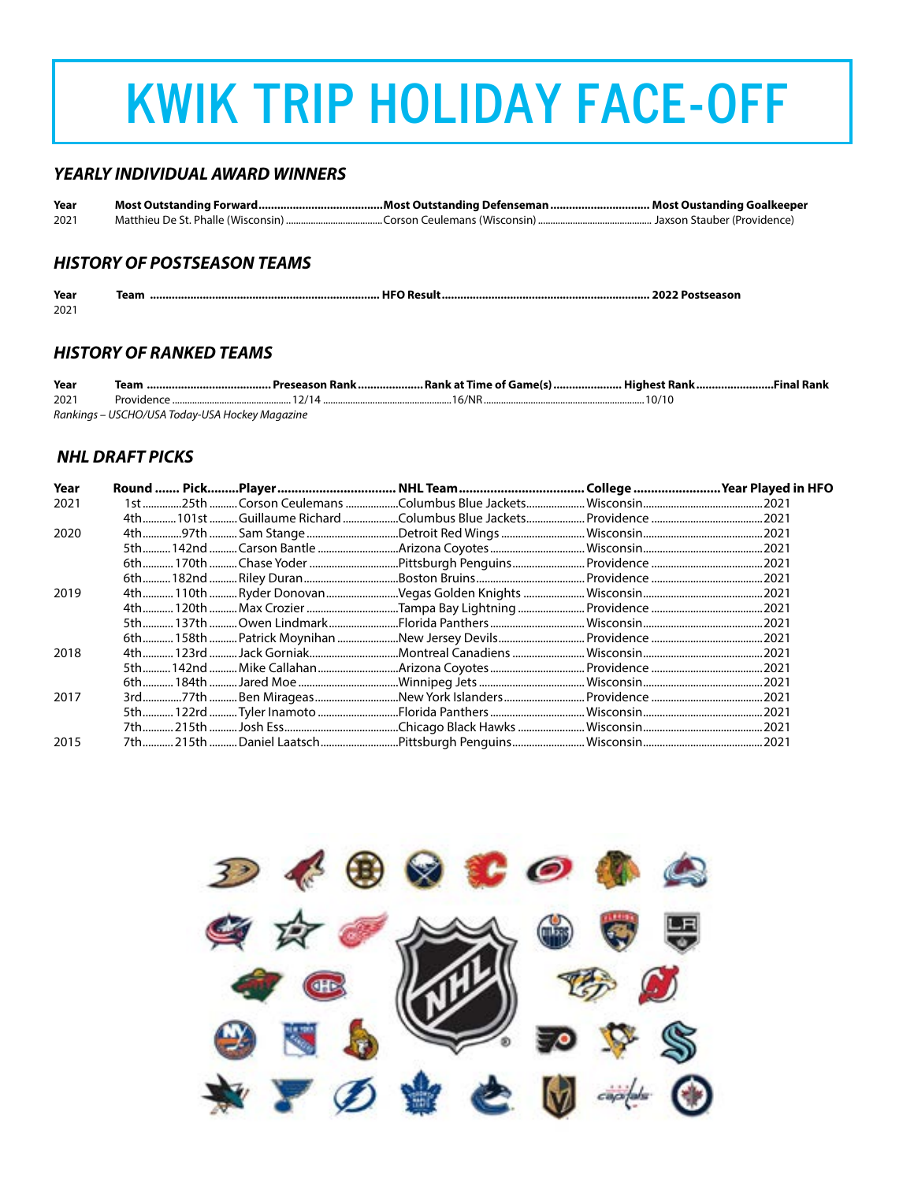# KWIK TRIP HOLIDAY FACE-OFF

## YEARLY INDIVIDUAL AWARD WINNERS

| Year | Most Outstanding Forward | Most Outstanding Defenseman | Most Oustanding Goalkeeper |
|---|---|---|---|
| 2021 | Matthieu De St. Phalle (Wisconsin) | Corson Ceulemans (Wisconsin) | Jaxson Stauber (Providence) |

## HISTORY OF POSTSEASON TEAMS

| Year | Team | HFO Result | 2022 Postseason |
|---|---|---|---|
| 2021 | | | |

## HISTORY OF RANKED TEAMS

| Year | Team | Preseason Rank | Rank at Time of Game(s) | Highest Rank | Final Rank |
|---|---|---|---|---|---|
| 2021 | Providence | 12/14 | 16/NR | 10/10 | |

*Rankings – USCHO/USA Today-USA Hockey Magazine*

## NHL DRAFT PICKS

| Year | Round | Pick | Player | NHL Team | College | Year Played in HFO |
|---|---|---|---|---|---|---|
| 2021 | 1st | 25th | Corson Ceulemans | Columbus Blue Jackets | Wisconsin | 2021 |
| | 4th | 101st | Guillaume Richard | Columbus Blue Jackets | Providence | 2021 |
| 2020 | 4th | 97th | Sam Stange | Detroit Red Wings | Wisconsin | 2021 |
| | 5th | 142nd | Carson Bantle | Arizona Coyotes | Wisconsin | 2021 |
| | 6th | 170th | Chase Yoder | Pittsburgh Penguins | Providence | 2021 |
| | 6th | 182nd | Riley Duran | Boston Bruins | Providence | 2021 |
| 2019 | 4th | 110th | Ryder Donovan | Vegas Golden Knights | Wisconsin | 2021 |
| | 4th | 120th | Max Crozier | Tampa Bay Lightning | Providence | 2021 |
| | 5th | 137th | Owen Lindmark | Florida Panthers | Wisconsin | 2021 |
| | 6th | 158th | Patrick Moynihan | New Jersey Devils | Providence | 2021 |
| 2018 | 4th | 123rd | Jack Gorniak | Montreal Canadiens | Wisconsin | 2021 |
| | 5th | 142nd | Mike Callahan | Arizona Coyotes | Providence | 2021 |
| | 6th | 184th | Jared Moe | Winnipeg Jets | Wisconsin | 2021 |
| 2017 | 3rd | 77th | Ben Mirageas | New York Islanders | Providence | 2021 |
| | 5th | 122rd | Tyler Inamoto | Florida Panthers | Wisconsin | 2021 |
| | 7th | 215th | Josh Ess | Chicago Black Hawks | Wisconsin | 2021 |
| 2015 | 7th | 215th | Daniel Laatsch | Pittsburgh Penguins | Wisconsin | 2021 |